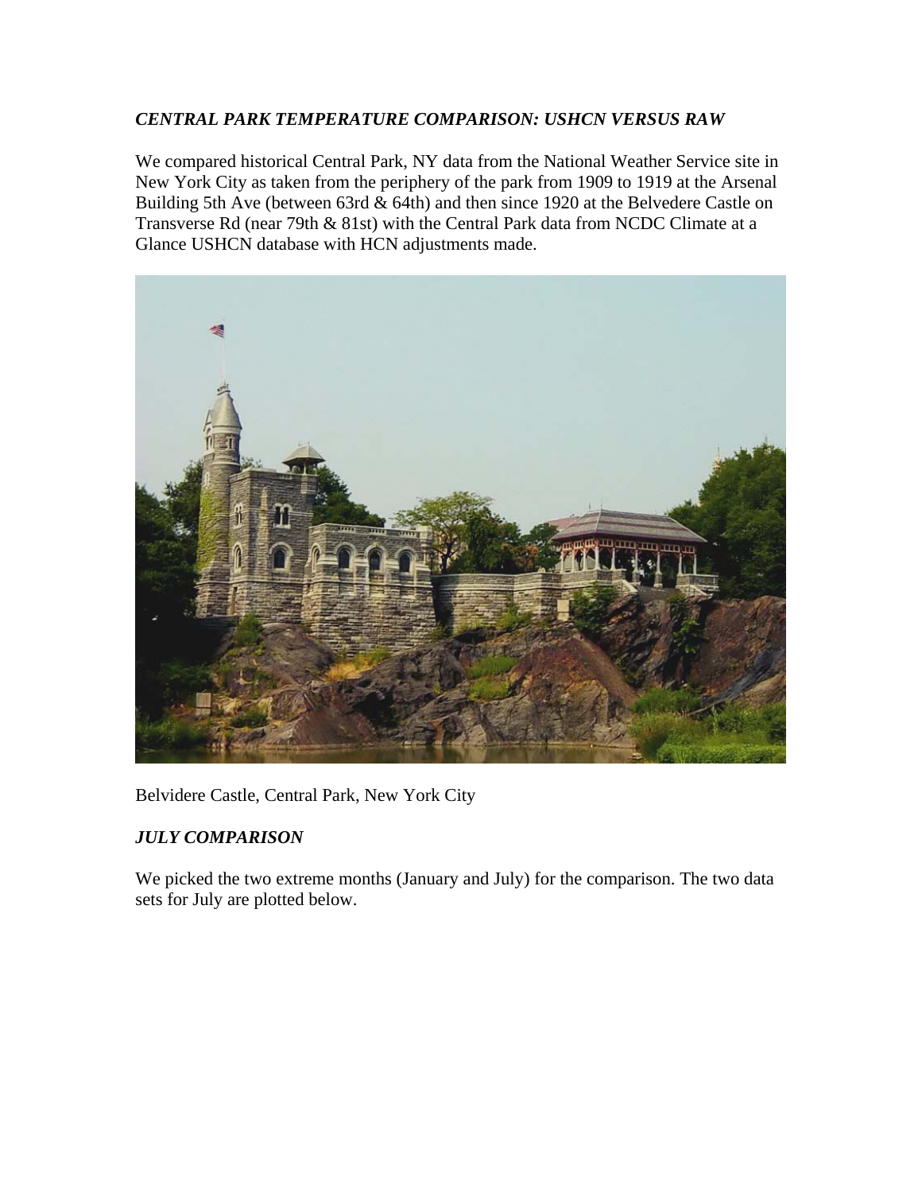*CENTRAL PARK TEMPERATURE COMPARISON: USHCN VERSUS RAW*

We compared historical Central Park, NY data from the National Weather Service site in New York City as taken from the periphery of the park from 1909 to 1919 at the Arsenal Building 5th Ave (between 63rd & 64th) and then since 1920 at the Belvedere Castle on Transverse Rd (near 79th & 81st) with the Central Park data from NCDC Climate at a Glance USHCN database with HCN adjustments made.

Belvidere Castle, Central Park, New York City

*JULY COMPARISON*

We picked the two extreme months (January and July) for the comparison. The two data sets for July are plotted below.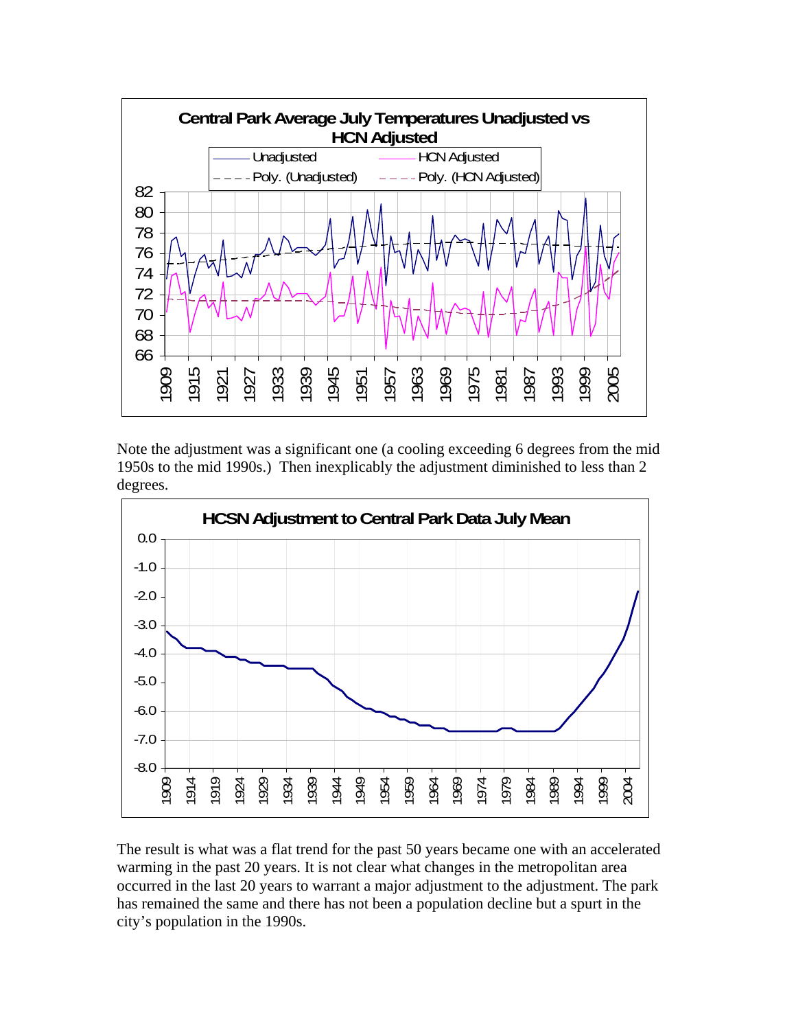Central Park Average July Temperatures Unadjusted vs HCN Adjusted

Unadjusted
HCN Adjusted
Poly. (Unadjusted)
Poly. (HCN Adjusted)

82
80
78
76
74
72
70
68
66

1909
1915
1921
1927
1933
1939
1945
1951
1957
1963
1969
1975
1981
1987
1993
1999
2005

Note the adjustment was a significant one (a cooling exceeding 6 degrees from the mid 1950s to the mid 1990s.) Then inexplicably the adjustment diminished to less than 2 degrees.

HCSN Adjustment to Central Park Data July Mean

0.0
-1.0
-2.0
-3.0
-4.0
-5.0
-6.0
-7.0
-8.0

1909
1914
1919
1924
1929
1934
1939
1944
1949
1954
1959
1964
1969
1974
1979
1984
1989
1994
1999
2004

The result is what was a flat trend for the past 50 years became one with an accelerated warming in the past 20 years. It is not clear what changes in the metropolitan area occurred in the last 20 years to warrant a major adjustment to the adjustment. The park has remained the same and there has not been a population decline but a spurt in the city's population in the 1990s.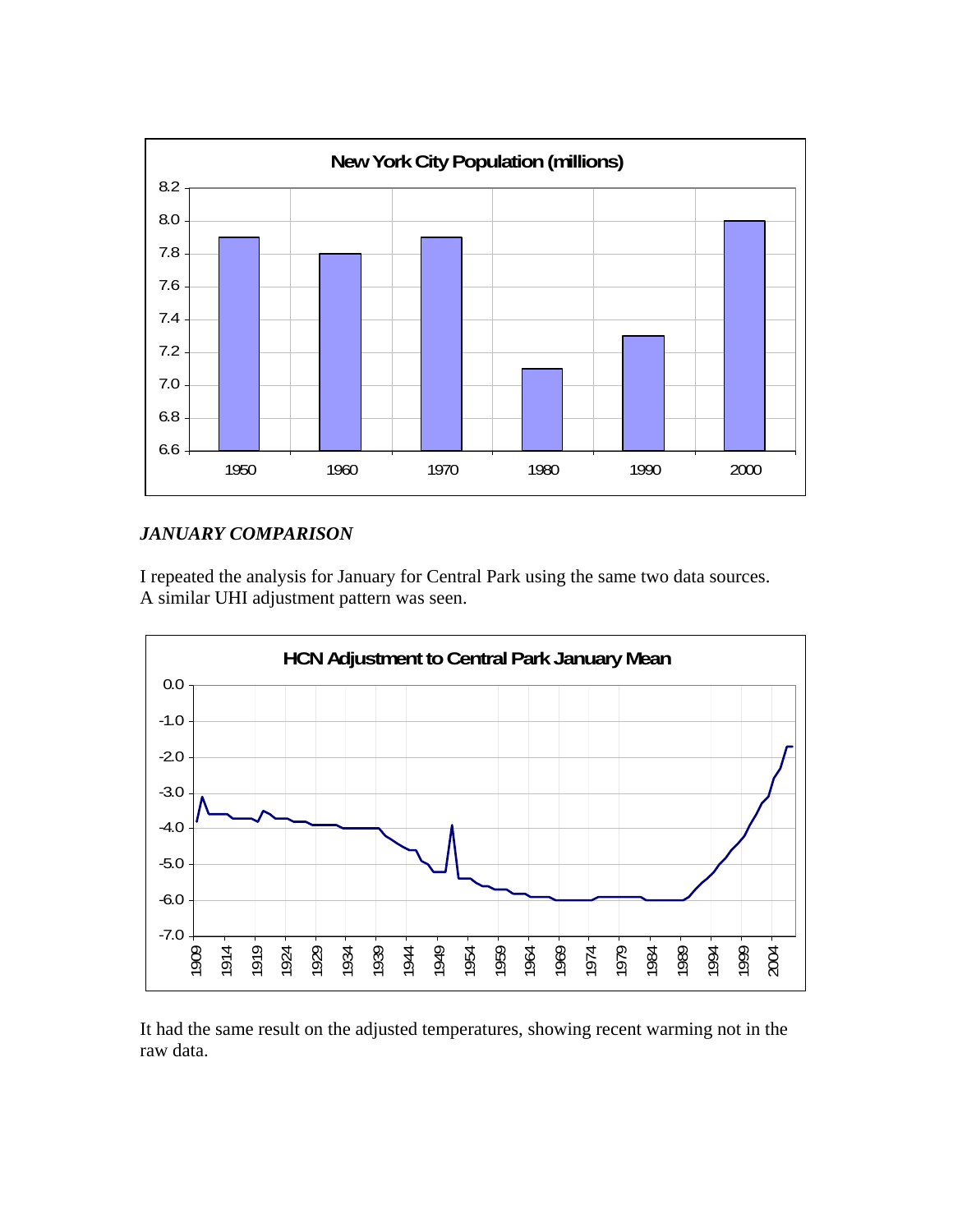New York City Population (millions)

8.2
8.0
7.8
7.6
7.4
7.2
7.0
6.8
6.6

1950
1960
1970
1980
1990
2000

### *JANUARY COMPARISON*

I repeated the analysis for January for Central Park using the same two data sources. A similar UHI adjustment pattern was seen.

HCN Adjustment to Central Park January Mean

0.0
-1.0
-2.0
-3.0
-4.0
-5.0
-6.0
-7.0

1909
1914
1919
1924
1929
1934
1939
1944
1949
1954
1959
1964
1969
1974
1979
1984
1989
1994
1999
2004

It had the same result on the adjusted temperatures, showing recent warming not in the raw data.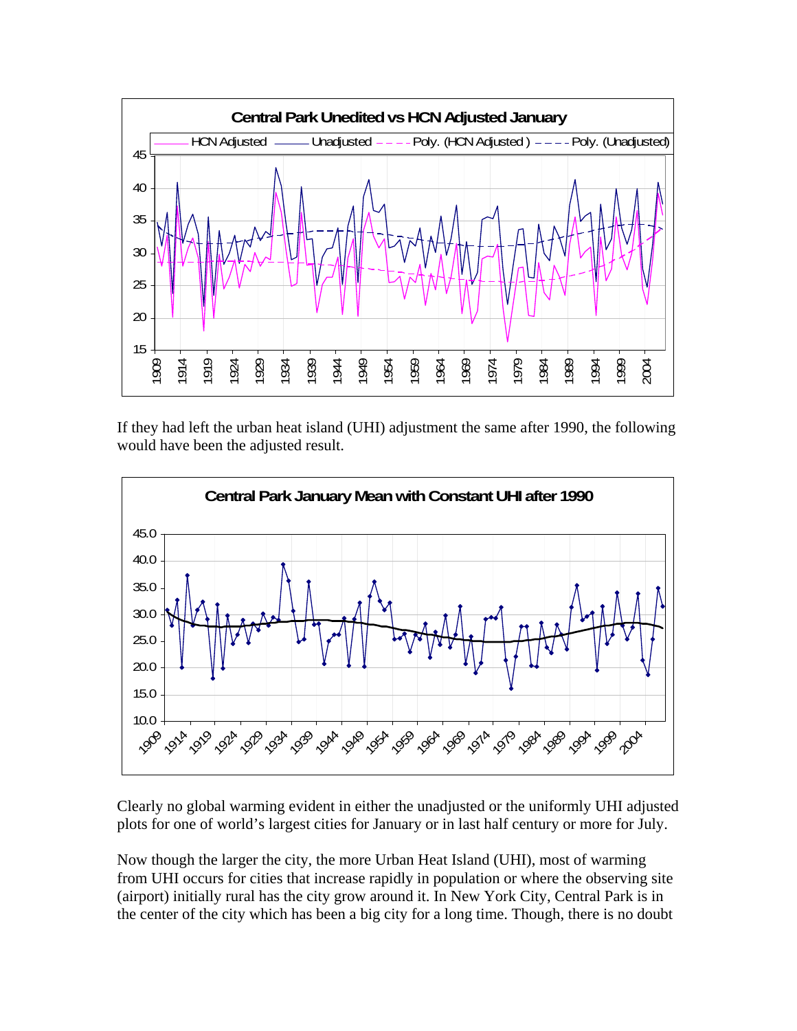If they had left the urban heat island (UHI) adjustment the same after 1990, the following would have been the adjusted result.

Clearly no global warming evident in either the unadjusted or the uniformly UHI adjusted plots for one of world's largest cities for January or in last half century or more for July.

Now though the larger the city, the more Urban Heat Island (UHI), most of warming from UHI occurs for cities that increase rapidly in population or where the observing site (airport) initially rural has the city grow around it. In New York City, Central Park is in the center of the city which has been a big city for a long time. Though, there is no doubt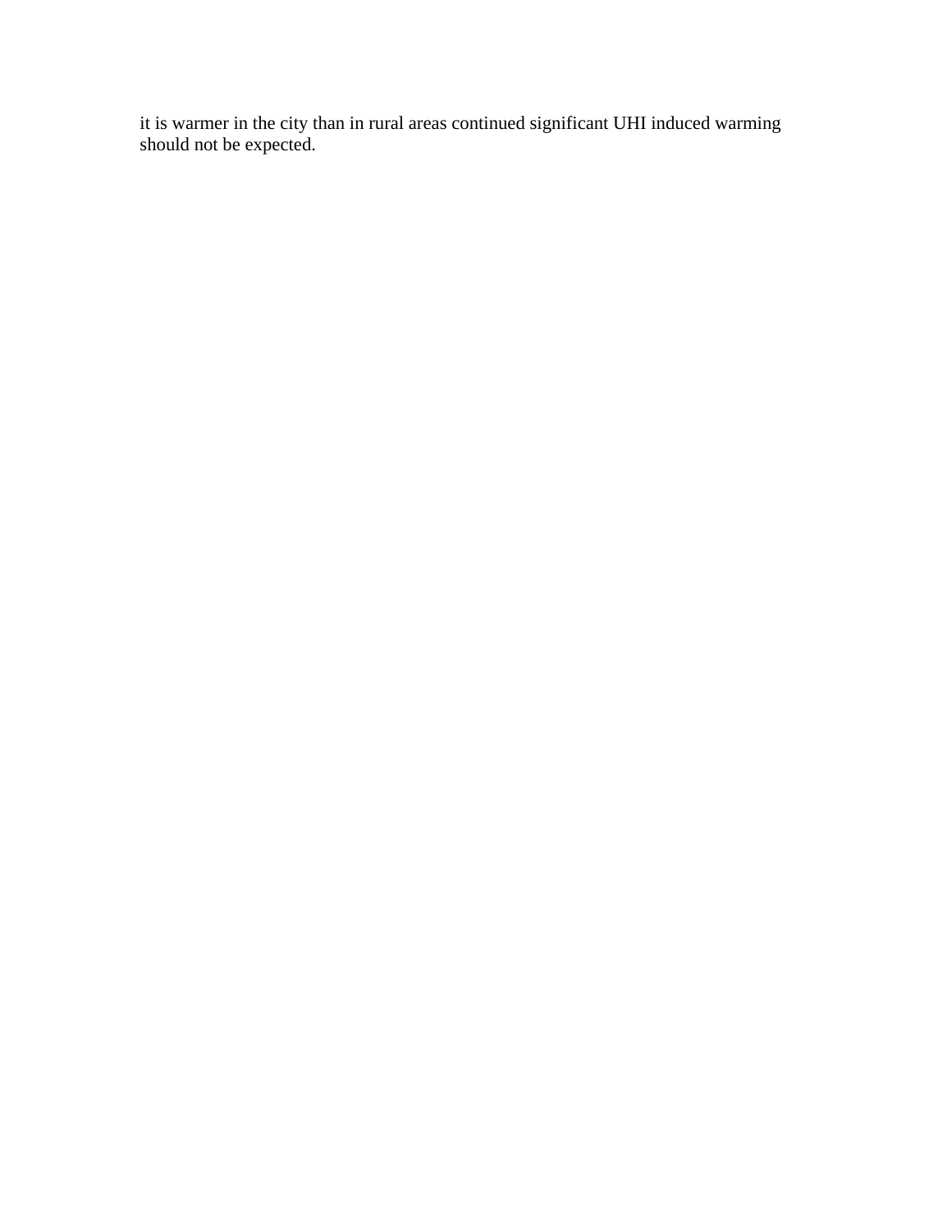it is warmer in the city than in rural areas continued significant UHI induced warming should not be expected.